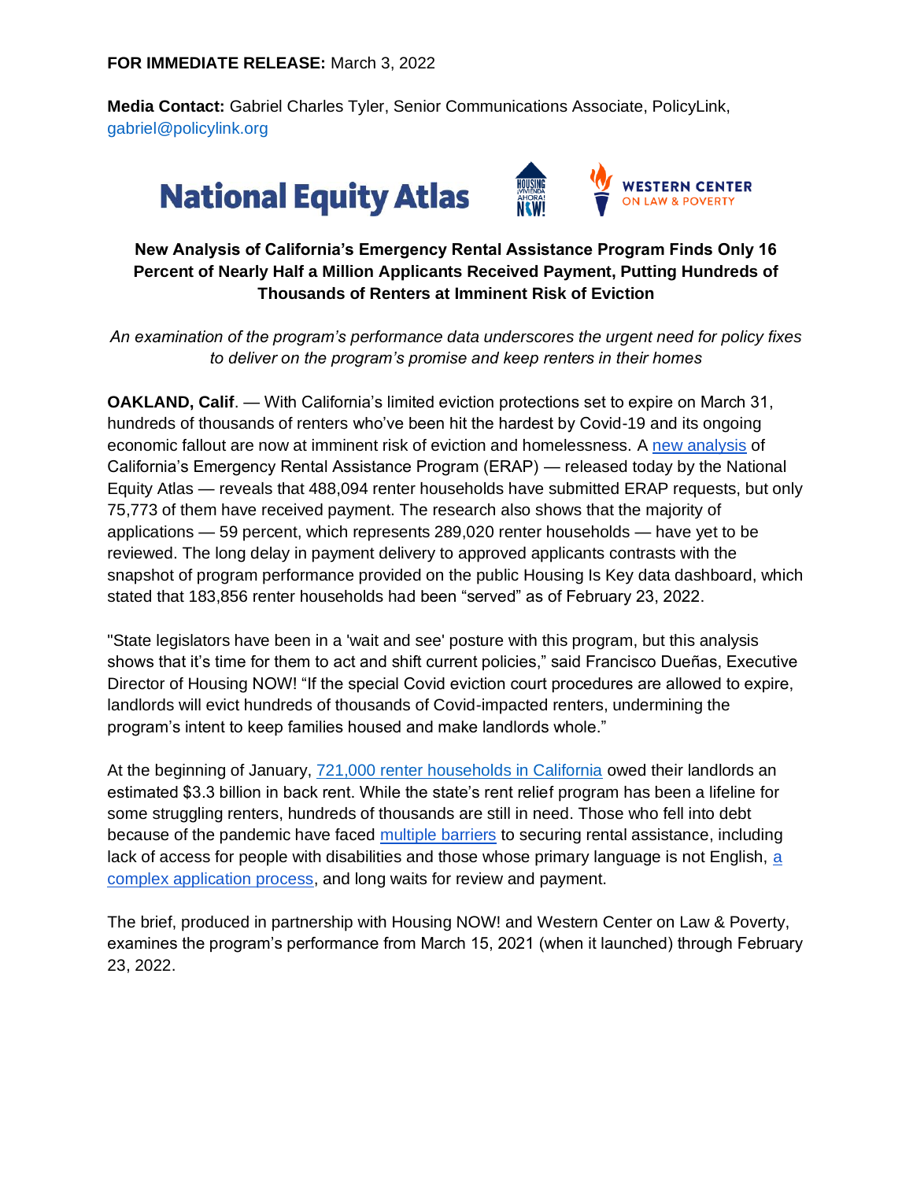**FOR IMMEDIATE RELEASE:** March 3, 2022

**Media Contact:** Gabriel Charles Tyler, Senior Communications Associate, PolicyLink, gabriel@policylink.org

National Equity Atlas | Housing NOW! | Western Center on Law & Poverty

**New Analysis of California's Emergency Rental Assistance Program Finds Only 16 Percent of Nearly Half a Million Applicants Received Payment, Putting Hundreds of Thousands of Renters at Imminent Risk of Eviction**

*An examination of the program's performance data underscores the urgent need for policy fixes to deliver on the program's promise and keep renters in their homes*

**OAKLAND, Calif**. — With California's limited eviction protections set to expire on March 31, hundreds of thousands of renters who've been hit the hardest by Covid-19 and its ongoing economic fallout are now at imminent risk of eviction and homelessness. A new analysis of California's Emergency Rental Assistance Program (ERAP) — released today by the National Equity Atlas — reveals that 488,094 renter households have submitted ERAP requests, but only 75,773 of them have received payment. The research also shows that the majority of applications — 59 percent, which represents 289,020 renter households — have yet to be reviewed. The long delay in payment delivery to approved applicants contrasts with the snapshot of program performance provided on the public Housing Is Key data dashboard, which stated that 183,856 renter households had been "served" as of February 23, 2022.

"State legislators have been in a 'wait and see' posture with this program, but this analysis shows that it's time for them to act and shift current policies," said Francisco Dueñas, Executive Director of Housing NOW! "If the special Covid eviction court procedures are allowed to expire, landlords will evict hundreds of thousands of Covid-impacted renters, undermining the program's intent to keep families housed and make landlords whole."

At the beginning of January, 721,000 renter households in California owed their landlords an estimated $3.3 billion in back rent. While the state's rent relief program has been a lifeline for some struggling renters, hundreds of thousands are still in need. Those who fell into debt because of the pandemic have faced multiple barriers to securing rental assistance, including lack of access for people with disabilities and those whose primary language is not English, a complex application process, and long waits for review and payment.

The brief, produced in partnership with Housing NOW! and Western Center on Law & Poverty, examines the program's performance from March 15, 2021 (when it launched) through February 23, 2022.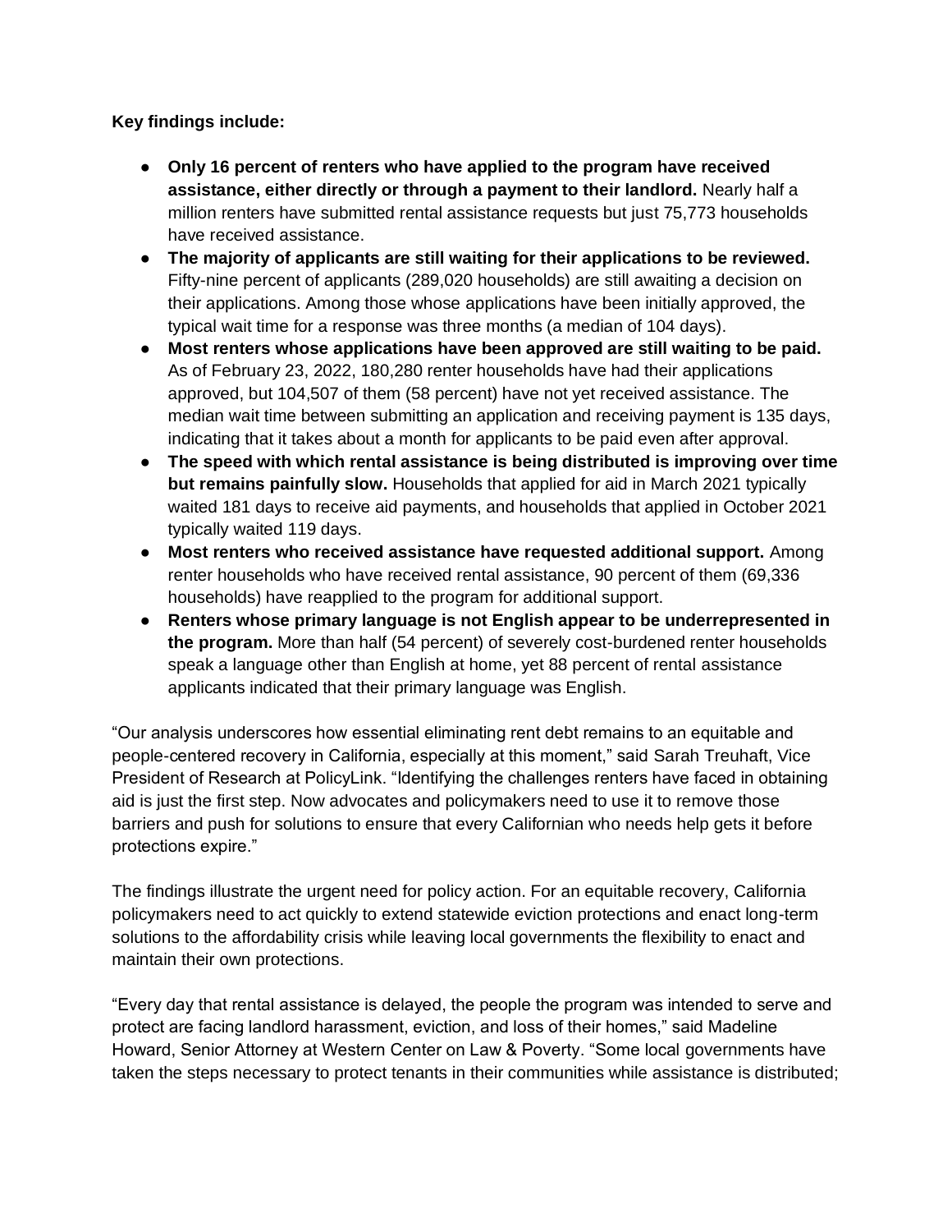**Key findings include:**

- **Only 16 percent of renters who have applied to the program have received assistance, either directly or through a payment to their landlord.** Nearly half a million renters have submitted rental assistance requests but just 75,773 households have received assistance.
- **The majority of applicants are still waiting for their applications to be reviewed.** Fifty-nine percent of applicants (289,020 households) are still awaiting a decision on their applications. Among those whose applications have been initially approved, the typical wait time for a response was three months (a median of 104 days).
- **Most renters whose applications have been approved are still waiting to be paid.** As of February 23, 2022, 180,280 renter households have had their applications approved, but 104,507 of them (58 percent) have not yet received assistance. The median wait time between submitting an application and receiving payment is 135 days, indicating that it takes about a month for applicants to be paid even after approval.
- **The speed with which rental assistance is being distributed is improving over time but remains painfully slow.** Households that applied for aid in March 2021 typically waited 181 days to receive aid payments, and households that applied in October 2021 typically waited 119 days.
- **Most renters who received assistance have requested additional support.** Among renter households who have received rental assistance, 90 percent of them (69,336 households) have reapplied to the program for additional support.
- **Renters whose primary language is not English appear to be underrepresented in the program.** More than half (54 percent) of severely cost-burdened renter households speak a language other than English at home, yet 88 percent of rental assistance applicants indicated that their primary language was English.

"Our analysis underscores how essential eliminating rent debt remains to an equitable and people-centered recovery in California, especially at this moment," said Sarah Treuhaft, Vice President of Research at PolicyLink. "Identifying the challenges renters have faced in obtaining aid is just the first step. Now advocates and policymakers need to use it to remove those barriers and push for solutions to ensure that every Californian who needs help gets it before protections expire."

The findings illustrate the urgent need for policy action. For an equitable recovery, California policymakers need to act quickly to extend statewide eviction protections and enact long-term solutions to the affordability crisis while leaving local governments the flexibility to enact and maintain their own protections.

"Every day that rental assistance is delayed, the people the program was intended to serve and protect are facing landlord harassment, eviction, and loss of their homes," said Madeline Howard, Senior Attorney at Western Center on Law & Poverty. "Some local governments have taken the steps necessary to protect tenants in their communities while assistance is distributed;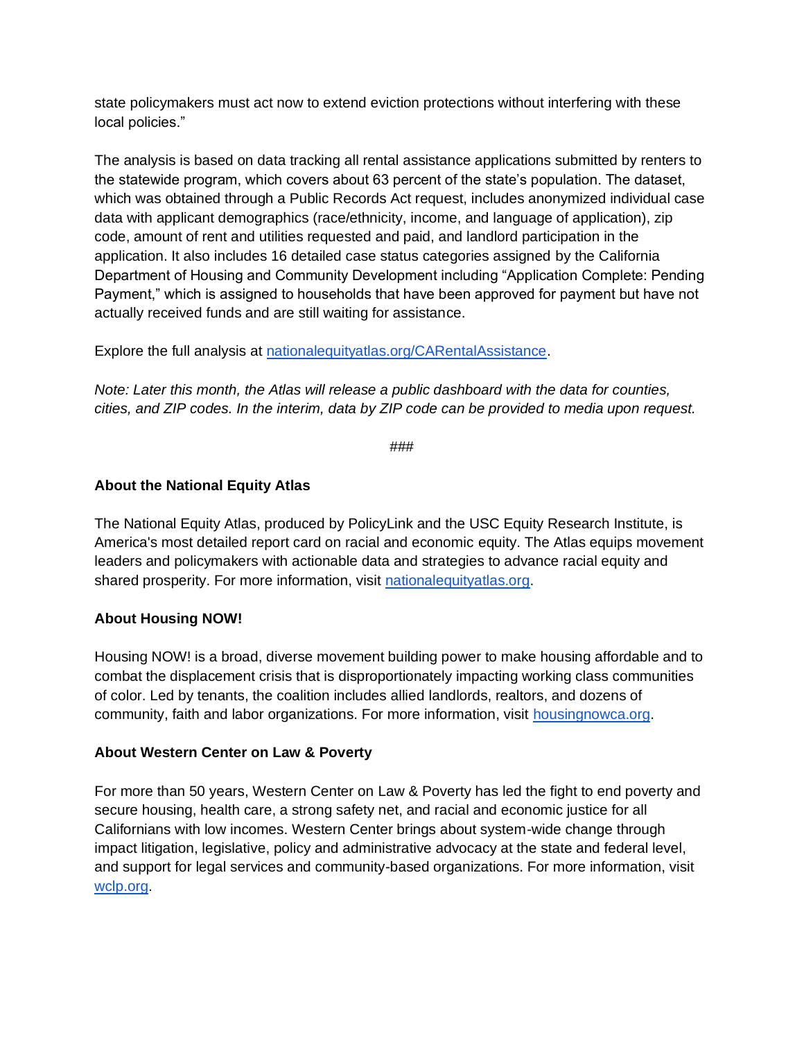state policymakers must act now to extend eviction protections without interfering with these local policies."

The analysis is based on data tracking all rental assistance applications submitted by renters to the statewide program, which covers about 63 percent of the state's population. The dataset, which was obtained through a Public Records Act request, includes anonymized individual case data with applicant demographics (race/ethnicity, income, and language of application), zip code, amount of rent and utilities requested and paid, and landlord participation in the application. It also includes 16 detailed case status categories assigned by the California Department of Housing and Community Development including "Application Complete: Pending Payment," which is assigned to households that have been approved for payment but have not actually received funds and are still waiting for assistance.

Explore the full analysis at [nationalequityatlas.org/CARentalAssistance](nationalequityatlas.org/CARentalAssistance).

*Note: Later this month, the Atlas will release a public dashboard with the data for counties, cities, and ZIP codes. In the interim, data by ZIP code can be provided to media upon request.*

###

**About the National Equity Atlas**

The National Equity Atlas, produced by PolicyLink and the USC Equity Research Institute, is America's most detailed report card on racial and economic equity. The Atlas equips movement leaders and policymakers with actionable data and strategies to advance racial equity and shared prosperity. For more information, visit [nationalequityatlas.org](nationalequityatlas.org).

**About Housing NOW!**

Housing NOW! is a broad, diverse movement building power to make housing affordable and to combat the displacement crisis that is disproportionately impacting working class communities of color. Led by tenants, the coalition includes allied landlords, realtors, and dozens of community, faith and labor organizations. For more information, visit [housingnowca.org](housingnowca.org).

**About Western Center on Law & Poverty**

For more than 50 years, Western Center on Law & Poverty has led the fight to end poverty and secure housing, health care, a strong safety net, and racial and economic justice for all Californians with low incomes. Western Center brings about system-wide change through impact litigation, legislative, policy and administrative advocacy at the state and federal level, and support for legal services and community-based organizations. For more information, visit [wclp.org](wclp.org).